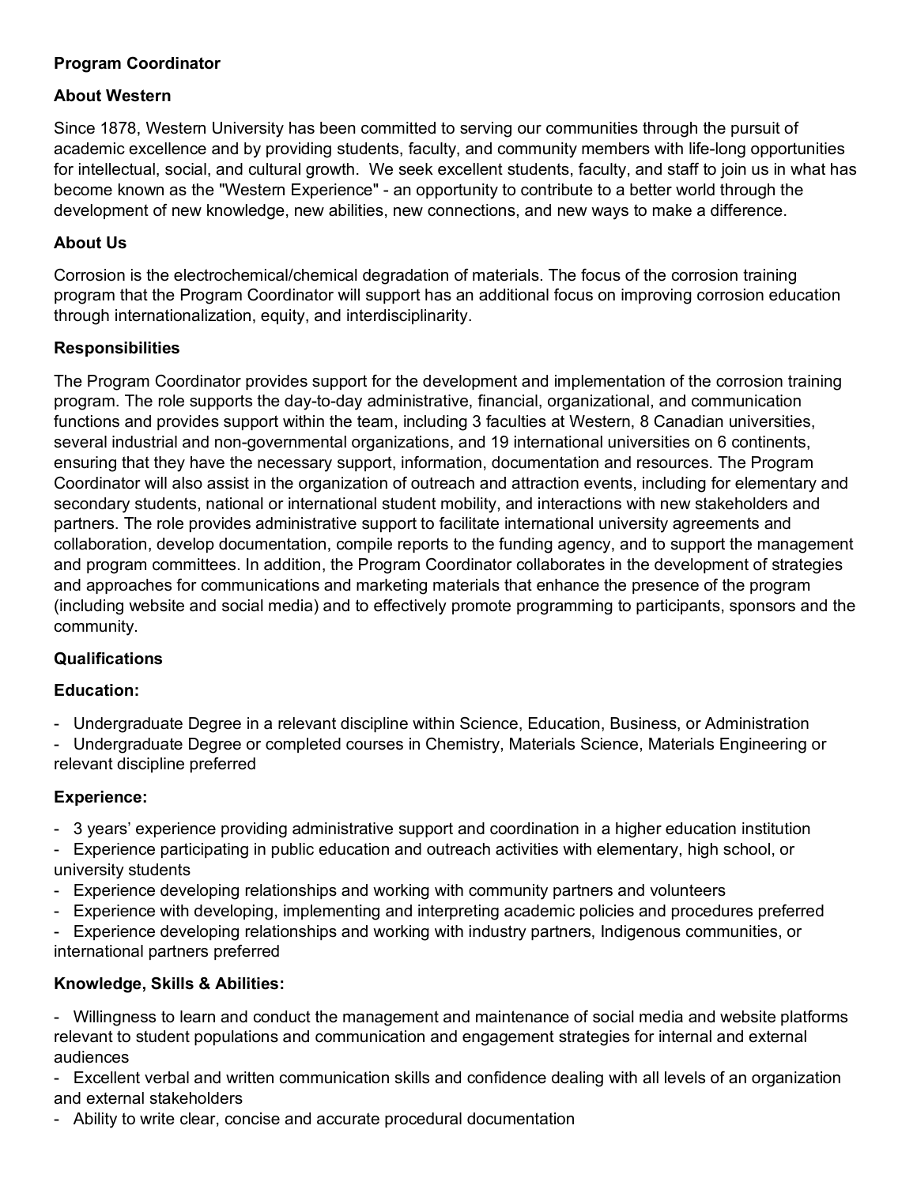# Program Coordinator

## About Western

Since 1878, Western University has been committed to serving our communities through the pursuit of academic excellence and by providing students, faculty, and community members with life-long opportunities for intellectual, social, and cultural growth. We seek excellent students, faculty, and staff to join us in what has become known as the "Western Experience" - an opportunity to contribute to a better world through the development of new knowledge, new abilities, new connections, and new ways to make a difference.

## About Us

Corrosion is the electrochemical/chemical degradation of materials. The focus of the corrosion training program that the Program Coordinator will support has an additional focus on improving corrosion education through internationalization, equity, and interdisciplinarity.

## Responsibilities

The Program Coordinator provides support for the development and implementation of the corrosion training program. The role supports the day-to-day administrative, financial, organizational, and communication functions and provides support within the team, including 3 faculties at Western, 8 Canadian universities, several industrial and non-governmental organizations, and 19 international universities on 6 continents, ensuring that they have the necessary support, information, documentation and resources. The Program Coordinator will also assist in the organization of outreach and attraction events, including for elementary and secondary students, national or international student mobility, and interactions with new stakeholders and partners. The role provides administrative support to facilitate international university agreements and collaboration, develop documentation, compile reports to the funding agency, and to support the management and program committees. In addition, the Program Coordinator collaborates in the development of strategies and approaches for communications and marketing materials that enhance the presence of the program (including website and social media) and to effectively promote programming to participants, sponsors and the community.

## Qualifications

### Education:

- Undergraduate Degree in a relevant discipline within Science, Education, Business, or Administration
- Undergraduate Degree or completed courses in Chemistry, Materials Science, Materials Engineering or relevant discipline preferred

### Experience:

- 3 years' experience providing administrative support and coordination in a higher education institution
- Experience participating in public education and outreach activities with elementary, high school, or university students
- Experience developing relationships and working with community partners and volunteers
- Experience with developing, implementing and interpreting academic policies and procedures preferred
- Experience developing relationships and working with industry partners, Indigenous communities, or international partners preferred

### Knowledge, Skills & Abilities:

- Willingness to learn and conduct the management and maintenance of social media and website platforms relevant to student populations and communication and engagement strategies for internal and external audiences
- Excellent verbal and written communication skills and confidence dealing with all levels of an organization and external stakeholders
- Ability to write clear, concise and accurate procedural documentation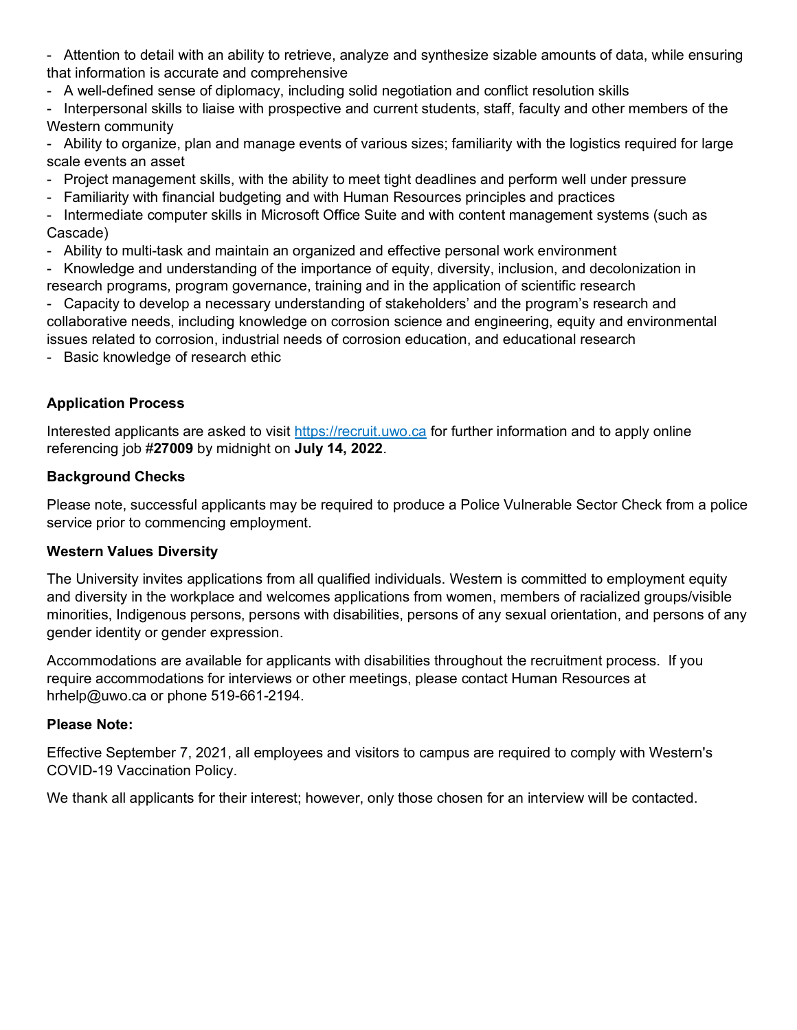- Attention to detail with an ability to retrieve, analyze and synthesize sizable amounts of data, while ensuring that information is accurate and comprehensive
- A well-defined sense of diplomacy, including solid negotiation and conflict resolution skills
- Interpersonal skills to liaise with prospective and current students, staff, faculty and other members of the Western community
- Ability to organize, plan and manage events of various sizes; familiarity with the logistics required for large scale events an asset
- Project management skills, with the ability to meet tight deadlines and perform well under pressure
- Familiarity with financial budgeting and with Human Resources principles and practices
- Intermediate computer skills in Microsoft Office Suite and with content management systems (such as Cascade)
- Ability to multi-task and maintain an organized and effective personal work environment
- Knowledge and understanding of the importance of equity, diversity, inclusion, and decolonization in research programs, program governance, training and in the application of scientific research
- Capacity to develop a necessary understanding of stakeholders' and the program's research and collaborative needs, including knowledge on corrosion science and engineering, equity and environmental issues related to corrosion, industrial needs of corrosion education, and educational research
- Basic knowledge of research ethic

**Application Process**

Interested applicants are asked to visit https://recruit.uwo.ca for further information and to apply online referencing job #**27009** by midnight on **July 14, 2022**.

**Background Checks**

Please note, successful applicants may be required to produce a Police Vulnerable Sector Check from a police service prior to commencing employment.

**Western Values Diversity**

The University invites applications from all qualified individuals. Western is committed to employment equity and diversity in the workplace and welcomes applications from women, members of racialized groups/visible minorities, Indigenous persons, persons with disabilities, persons of any sexual orientation, and persons of any gender identity or gender expression.

Accommodations are available for applicants with disabilities throughout the recruitment process. If you require accommodations for interviews or other meetings, please contact Human Resources at hrhelp@uwo.ca or phone 519-661-2194.

**Please Note:**

Effective September 7, 2021, all employees and visitors to campus are required to comply with Western's COVID-19 Vaccination Policy.

We thank all applicants for their interest; however, only those chosen for an interview will be contacted.